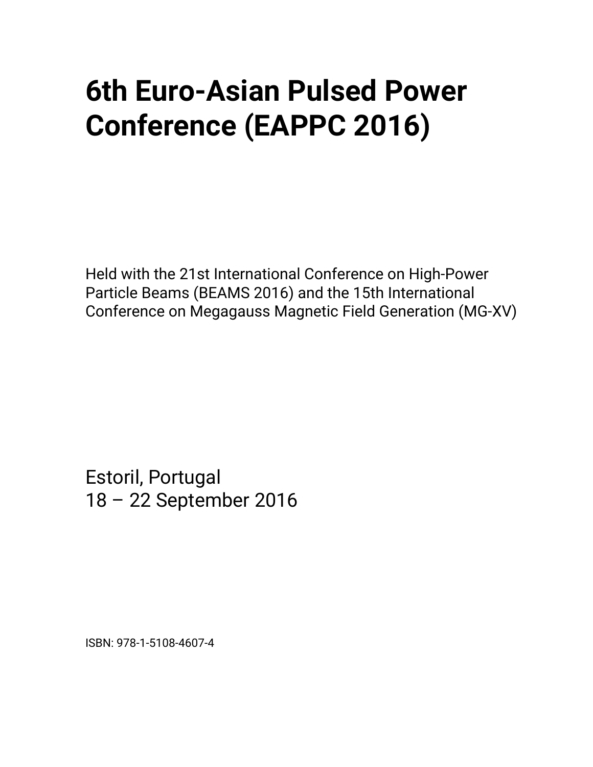# 6th Euro-Asian Pulsed Power Conference (EAPPC 2016)

Held with the 21st International Conference on High-Power Particle Beams (BEAMS 2016) and the 15th International Conference on Megagauss Magnetic Field Generation (MG-XV)

Estoril, Portugal
18 – 22 September 2016

ISBN: 978-1-5108-4607-4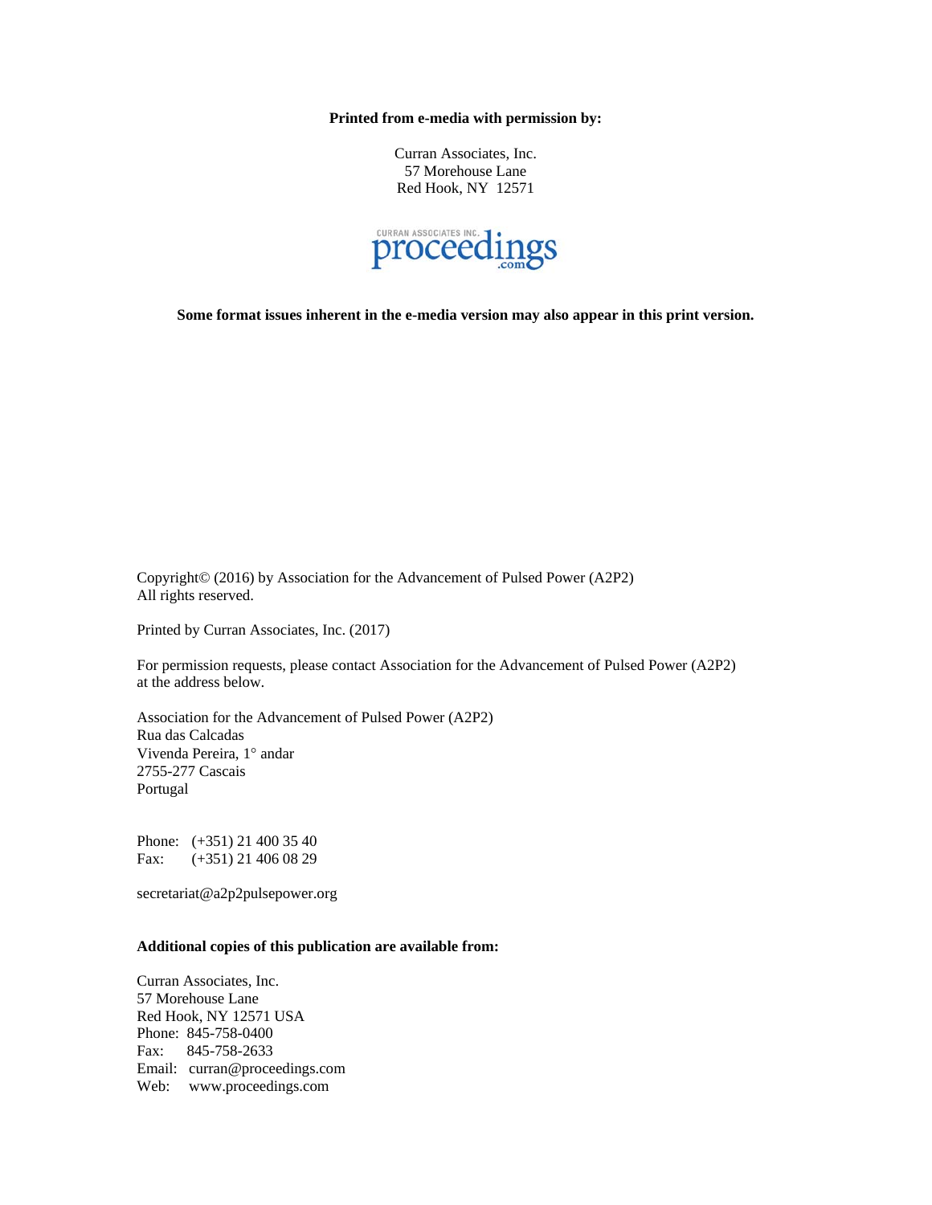**Printed from e-media with permission by:**

Curran Associates, Inc.
57 Morehouse Lane
Red Hook, NY 12571

CURRAN ASSOCIATES INC.
proceedings
.com

**Some format issues inherent in the e-media version may also appear in this print version.**

Copyright© (2016) by Association for the Advancement of Pulsed Power (A2P2)
All rights reserved.

Printed by Curran Associates, Inc. (2017)

For permission requests, please contact Association for the Advancement of Pulsed Power (A2P2) at the address below.

Association for the Advancement of Pulsed Power (A2P2)
Rua das Calcadas
Vivenda Pereira, 1° andar
2755-277 Cascais
Portugal

Phone: (+351) 21 400 35 40
Fax: (+351) 21 406 08 29

secretariat@a2p2pulsepower.org

**Additional copies of this publication are available from:**

Curran Associates, Inc.
57 Morehouse Lane
Red Hook, NY 12571 USA
Phone: 845-758-0400
Fax: 845-758-2633
Email: curran@proceedings.com
Web: www.proceedings.com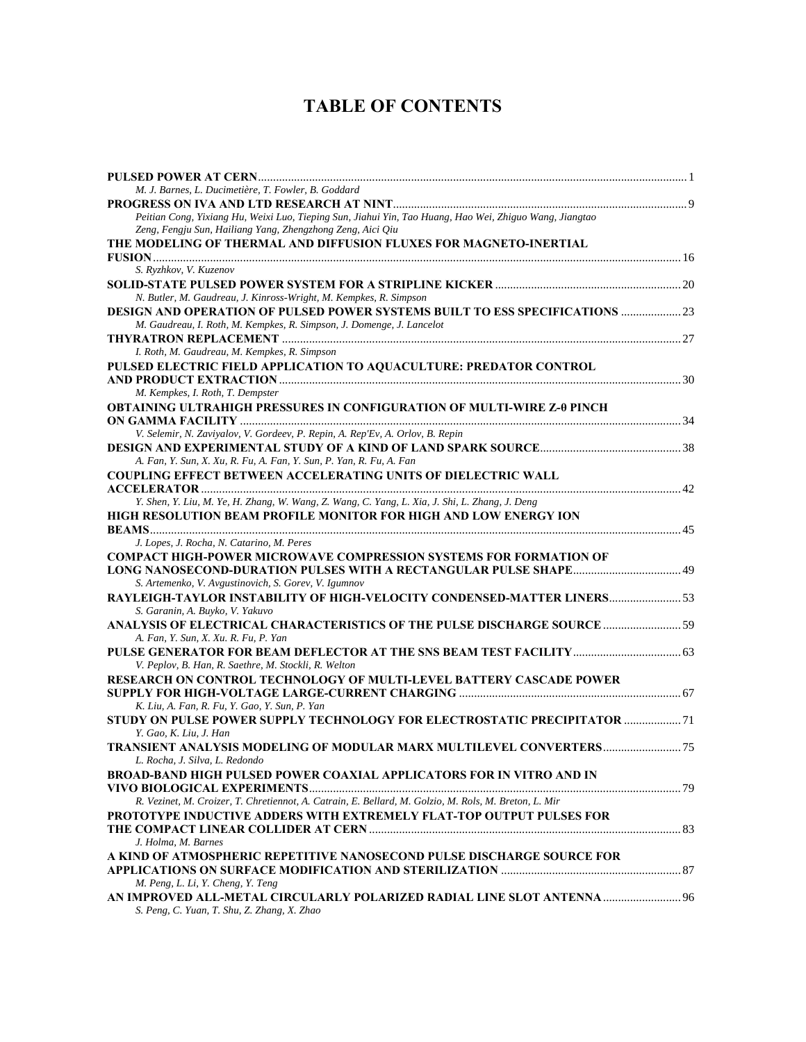# TABLE OF CONTENTS

**PULSED POWER AT CERN** .......... 1
*M. J. Barnes, L. Ducimetière, T. Fowler, B. Goddard*

**PROGRESS ON IVA AND LTD RESEARCH AT NINT** .......... 9
*Peitian Cong, Yixiang Hu, Weixi Luo, Tieping Sun, Jiahui Yin, Tao Huang, Hao Wei, Zhiguo Wang, Jiangtao Zeng, Fengju Sun, Hailiang Yang, Zhengzhong Zeng, Aici Qiu*

**THE MODELING OF THERMAL AND DIFFUSION FLUXES FOR MAGNETO-INERTIAL FUSION** .......... 16
*S. Ryzhkov, V. Kuzenov*

**SOLID-STATE PULSED POWER SYSTEM FOR A STRIPLINE KICKER** .......... 20
*N. Butler, M. Gaudreau, J. Kinross-Wright, M. Kempkes, R. Simpson*

**DESIGN AND OPERATION OF PULSED POWER SYSTEMS BUILT TO ESS SPECIFICATIONS** .......... 23
*M. Gaudreau, I. Roth, M. Kempkes, R. Simpson, J. Domenge, J. Lancelot*

**THYRATRON REPLACEMENT** .......... 27
*I. Roth, M. Gaudreau, M. Kempkes, R. Simpson*

**PULSED ELECTRIC FIELD APPLICATION TO AQUACULTURE: PREDATOR CONTROL AND PRODUCT EXTRACTION** .......... 30
*M. Kempkes, I. Roth, T. Dempster*

**OBTAINING ULTRAHIGH PRESSURES IN CONFIGURATION OF MULTI-WIRE Z-θ PINCH ON GAMMA FACILITY** .......... 34
*V. Selemir, N. Zaviyalov, V. Gordeev, P. Repin, A. Rep'Ev, A. Orlov, B. Repin*

**DESIGN AND EXPERIMENTAL STUDY OF A KIND OF LAND SPARK SOURCE** .......... 38
*A. Fan, Y. Sun, X. Xu, R. Fu, A. Fan, Y. Sun, P. Yan, R. Fu, A. Fan*

**COUPLING EFFECT BETWEEN ACCELERATING UNITS OF DIELECTRIC WALL ACCELERATOR** .......... 42
*Y. Shen, Y. Liu, M. Ye, H. Zhang, W. Wang, Z. Wang, C. Yang, L. Xia, J. Shi, L. Zhang, J. Deng*

**HIGH RESOLUTION BEAM PROFILE MONITOR FOR HIGH AND LOW ENERGY ION BEAMS** .......... 45
*J. Lopes, J. Rocha, N. Catarino, M. Peres*

**COMPACT HIGH-POWER MICROWAVE COMPRESSION SYSTEMS FOR FORMATION OF LONG NANOSECOND-DURATION PULSES WITH A RECTANGULAR PULSE SHAPE** .......... 49
*S. Artemenko, V. Avgustinovich, S. Gorev, V. Igumnov*

**RAYLEIGH-TAYLOR INSTABILITY OF HIGH-VELOCITY CONDENSED-MATTER LINERS** .......... 53
*S. Garanin, A. Buyko, V. Yakuvo*

**ANALYSIS OF ELECTRICAL CHARACTERISTICS OF THE PULSE DISCHARGE SOURCE** .......... 59
*A. Fan, Y. Sun, X. Xu. R. Fu, P. Yan*

**PULSE GENERATOR FOR BEAM DEFLECTOR AT THE SNS BEAM TEST FACILITY** .......... 63
*V. Peplov, B. Han, R. Saethre, M. Stockli, R. Welton*

**RESEARCH ON CONTROL TECHNOLOGY OF MULTI-LEVEL BATTERY CASCADE POWER SUPPLY FOR HIGH-VOLTAGE LARGE-CURRENT CHARGING** .......... 67
*K. Liu, A. Fan, R. Fu, Y. Gao, Y. Sun, P. Yan*

**STUDY ON PULSE POWER SUPPLY TECHNOLOGY FOR ELECTROSTATIC PRECIPITATOR** .......... 71
*Y. Gao, K. Liu, J. Han*

**TRANSIENT ANALYSIS MODELING OF MODULAR MARX MULTILEVEL CONVERTERS** .......... 75
*L. Rocha, J. Silva, L. Redondo*

**BROAD-BAND HIGH PULSED POWER COAXIAL APPLICATORS FOR IN VITRO AND IN VIVO BIOLOGICAL EXPERIMENTS** .......... 79
*R. Vezinet, M. Croizer, T. Chretiennot, A. Catrain, E. Bellard, M. Golzio, M. Rols, M. Breton, L. Mir*

**PROTOTYPE INDUCTIVE ADDERS WITH EXTREMELY FLAT-TOP OUTPUT PULSES FOR THE COMPACT LINEAR COLLIDER AT CERN** .......... 83
*J. Holma, M. Barnes*

**A KIND OF ATMOSPHERIC REPETITIVE NANOSECOND PULSE DISCHARGE SOURCE FOR APPLICATIONS ON SURFACE MODIFICATION AND STERILIZATION** .......... 87
*M. Peng, L. Li, Y. Cheng, Y. Teng*

**AN IMPROVED ALL-METAL CIRCULARLY POLARIZED RADIAL LINE SLOT ANTENNA** .......... 96
*S. Peng, C. Yuan, T. Shu, Z. Zhang, X. Zhao*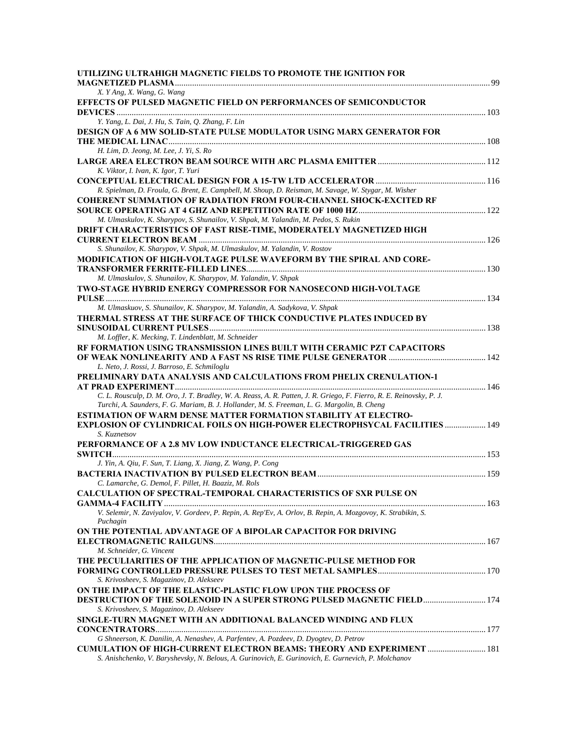**UTILIZING ULTRAHIGH MAGNETIC FIELDS TO PROMOTE THE IGNITION FOR MAGNETIZED PLASMA** ........ 99
*X. Y Ang, X. Wang, G. Wang*

**EFFECTS OF PULSED MAGNETIC FIELD ON PERFORMANCES OF SEMICONDUCTOR DEVICES** ........ 103
*Y. Yang, L. Dai, J. Hu, S. Tain, Q. Zhang, F. Lin*

**DESIGN OF A 6 MW SOLID-STATE PULSE MODULATOR USING MARX GENERATOR FOR THE MEDICAL LINAC** ........ 108
*H. Lim, D. Jeong, M. Lee, J. Yi, S. Ro*

**LARGE AREA ELECTRON BEAM SOURCE WITH ARC PLASMA EMITTER** ........ 112
*K. Viktor, I. Ivan, K. Igor, T. Yuri*

**CONCEPTUAL ELECTRICAL DESIGN FOR A 15-TW LTD ACCELERATOR** ........ 116
*R. Spielman, D. Froula, G. Brent, E. Campbell, M. Shoup, D. Reisman, M. Savage, W. Stygar, M. Wisher*

**COHERENT SUMMATION OF RADIATION FROM FOUR-CHANNEL SHOCK-EXCITED RF SOURCE OPERATING AT 4 GHZ AND REPETITION RATE OF 1000 HZ** ........ 122
*M. Ulmaskulov, K. Sharypov, S. Shunailov, V. Shpak, M. Yalandin, M. Pedos, S. Rukin*

**DRIFT CHARACTERISTICS OF FAST RISE-TIME, MODERATELY MAGNETIZED HIGH CURRENT ELECTRON BEAM** ........ 126
*S. Shunailov, K. Sharypov, V. Shpak, M. Ulmaskulov, M. Yalandin, V. Rostov*

**MODIFICATION OF HIGH-VOLTAGE PULSE WAVEFORM BY THE SPIRAL AND CORE-TRANSFORMER FERRITE-FILLED LINES** ........ 130
*M. Ulmaskulov, S. Shunailov, K. Sharypov, M. Yalandin, V. Shpak*

**TWO-STAGE HYBRID ENERGY COMPRESSOR FOR NANOSECOND HIGH-VOLTAGE PULSE** ........ 134
*M. Ulmaskuov, S. Shunailov, K. Sharypov, M. Yalandin, A. Sadykova, V. Shpak*

**THERMAL STRESS AT THE SURFACE OF THICK CONDUCTIVE PLATES INDUCED BY SINUSOIDAL CURRENT PULSES** ........ 138
*M. Loffler, K. Mecking, T. Lindenblatt, M. Schneider*

**RF FORMATION USING TRANSMISSION LINES BUILT WITH CERAMIC PZT CAPACITORS OF WEAK NONLINEARITY AND A FAST NS RISE TIME PULSE GENERATOR** ........ 142
*L. Neto, J. Rossi, J. Barroso, E. Schmiloglu*

**PRELIMINARY DATA ANALYSIS AND CALCULATIONS FROM PHELIX CRENULATION-1 AT PRAD EXPERIMENT** ........ 146
*C. L. Rousculp, D. M. Oro, J. T. Bradley, W. A. Reass, A. R. Patten, J. R. Griego, F. Fierro, R. E. Reinovsky, P. J. Turchi, A. Saunders, F. G. Mariam, B. J. Hollander, M. S. Freeman, L. G. Margolin, B. Cheng*

**ESTIMATION OF WARM DENSE MATTER FORMATION STABILITY AT ELECTRO-EXPLOSION OF CYLINDRICAL FOILS ON HIGH-POWER ELECTROPHSYCAL FACILITIES** ........ 149
*S. Kuznetsov*

**PERFORMANCE OF A 2.8 MV LOW INDUCTANCE ELECTRICAL-TRIGGERED GAS SWITCH** ........ 153
*J. Yin, A. Qiu, F. Sun, T. Liang, X. Jiang, Z. Wang, P. Cong*

**BACTERIA INACTIVATION BY PULSED ELECTRON BEAM** ........ 159
*C. Lamarche, G. Demol, F. Pillet, H. Baaziz, M. Rols*

**CALCULATION OF SPECTRAL-TEMPORAL CHARACTERISTICS OF SXR PULSE ON GAMMA-4 FACILITY** ........ 163
*V. Selemir, N. Zaviyalov, V. Gordeev, P. Repin, A. Rep'Ev, A. Orlov, B. Repin, A. Mozgovoy, K. Strabikin, S. Puchagin*

**ON THE POTENTIAL ADVANTAGE OF A BIPOLAR CAPACITOR FOR DRIVING ELECTROMAGNETIC RAILGUNS** ........ 167
*M. Schneider, G. Vincent*

**THE PECULIARITIES OF THE APPLICATION OF MAGNETIC-PULSE METHOD FOR FORMING CONTROLLED PRESSURE PULSES TO TEST METAL SAMPLES** ........ 170
*S. Krivosheev, S. Magazinov, D. Alekseev*

**ON THE IMPACT OF THE ELASTIC-PLASTIC FLOW UPON THE PROCESS OF DESTRUCTION OF THE SOLENOID IN A SUPER STRONG PULSED MAGNETIC FIELD** ........ 174
*S. Krivosheev, S. Magazinov, D. Alekseev*

**SINGLE-TURN MAGNET WITH AN ADDITIONAL BALANCED WINDING AND FLUX CONCENTRATORS** ........ 177
*G Shneerson, K. Danilin, A. Nenashev, A. Parfentev, A. Pozdeev, D. Dyogtev, D. Petrov*

**CUMULATION OF HIGH-CURRENT ELECTRON BEAMS: THEORY AND EXPERIMENT** ........ 181
*S. Anishchenko, V. Baryshevsky, N. Belous, A. Gurinovich, E. Gurinovich, E. Gurnevich, P. Molchanov*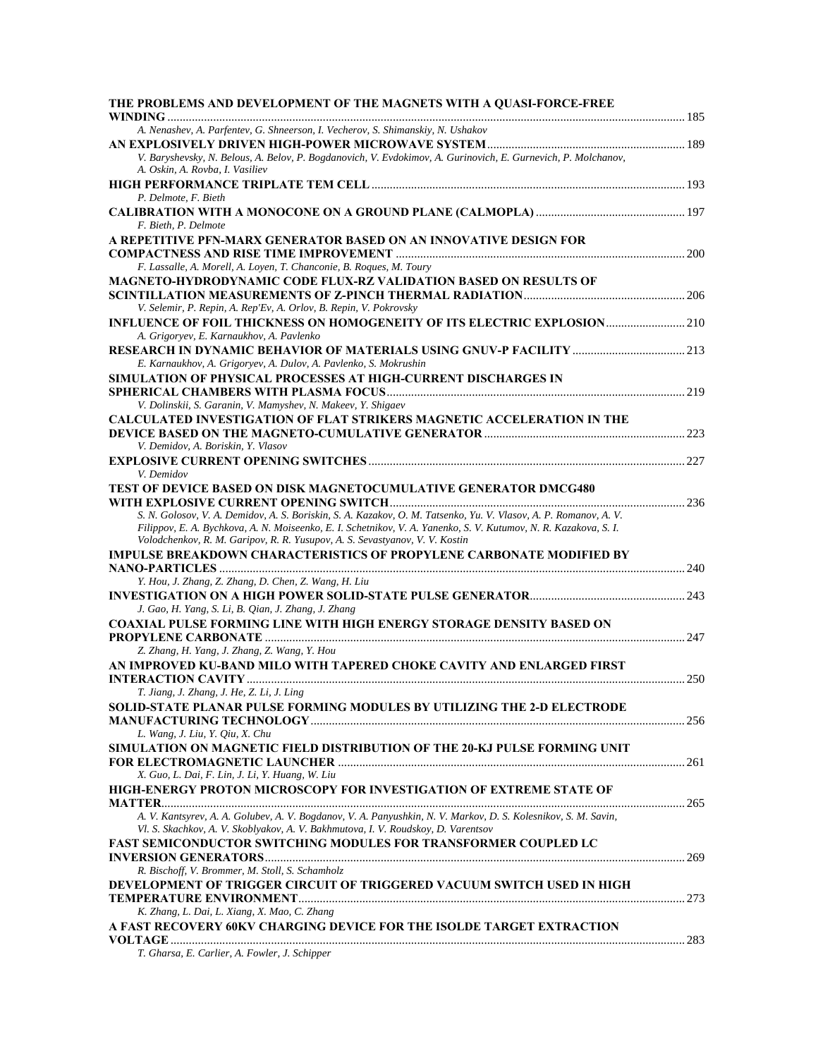**THE PROBLEMS AND DEVELOPMENT OF THE MAGNETS WITH A QUASI-FORCE-FREE WINDING** ........ 185
*A. Nenashev, A. Parfentev, G. Shneerson, I. Vecherov, S. Shimanskiy, N. Ushakov*

**AN EXPLOSIVELY DRIVEN HIGH-POWER MICROWAVE SYSTEM** ........ 189
*V. Baryshevsky, N. Belous, A. Belov, P. Bogdanovich, V. Evdokimov, A. Gurinovich, E. Gurnevich, P. Molchanov, A. Oskin, A. Rovba, I. Vasiliev*

**HIGH PERFORMANCE TRIPLATE TEM CELL** ........ 193
*P. Delmote, F. Bieth*

**CALIBRATION WITH A MONOCONE ON A GROUND PLANE (CALMOPLA)** ........ 197
*F. Bieth, P. Delmote*

**A REPETITIVE PFN-MARX GENERATOR BASED ON AN INNOVATIVE DESIGN FOR COMPACTNESS AND RISE TIME IMPROVEMENT** ........ 200
*F. Lassalle, A. Morell, A. Loyen, T. Chanconie, B. Roques, M. Toury*

**MAGNETO-HYDRODYNAMIC CODE FLUX-RZ VALIDATION BASED ON RESULTS OF SCINTILLATION MEASUREMENTS OF Z-PINCH THERMAL RADIATION** ........ 206
*V. Selemir, P. Repin, A. Rep'Ev, A. Orlov, B. Repin, V. Pokrovsky*

**INFLUENCE OF FOIL THICKNESS ON HOMOGENEITY OF ITS ELECTRIC EXPLOSION** ........ 210
*A. Grigoryev, E. Karnaukhov, A. Pavlenko*

**RESEARCH IN DYNAMIC BEHAVIOR OF MATERIALS USING GNUV-P FACILITY** ........ 213
*E. Karnaukhov, A. Grigoryev, A. Dulov, A. Pavlenko, S. Mokrushin*

**SIMULATION OF PHYSICAL PROCESSES AT HIGH-CURRENT DISCHARGES IN SPHERICAL CHAMBERS WITH PLASMA FOCUS** ........ 219
*V. Dolinskii, S. Garanin, V. Mamyshev, N. Makeev, Y. Shigaev*

**CALCULATED INVESTIGATION OF FLAT STRIKERS MAGNETIC ACCELERATION IN THE DEVICE BASED ON THE MAGNETO-CUMULATIVE GENERATOR** ........ 223
*V. Demidov, A. Boriskin, Y. Vlasov*

**EXPLOSIVE CURRENT OPENING SWITCHES** ........ 227
*V. Demidov*

**TEST OF DEVICE BASED ON DISK MAGNETOCUMULATIVE GENERATOR DMCG480 WITH EXPLOSIVE CURRENT OPENING SWITCH** ........ 236
*S. N. Golosov, V. A. Demidov, A. S. Boriskin, S. A. Kazakov, O. M. Tatsenko, Yu. V. Vlasov, A. P. Romanov, A. V. Filippov, E. A. Bychkova, A. N. Moiseenko, E. I. Schetnikov, V. A. Yanenko, S. V. Kutumov, N. R. Kazakova, S. I. Volodchenkov, R. M. Garipov, R. R. Yusupov, A. S. Sevastyanov, V. V. Kostin*

**IMPULSE BREAKDOWN CHARACTERISTICS OF PROPYLENE CARBONATE MODIFIED BY NANO-PARTICLES** ........ 240
*Y. Hou, J. Zhang, Z. Zhang, D. Chen, Z. Wang, H. Liu*

**INVESTIGATION ON A HIGH POWER SOLID-STATE PULSE GENERATOR** ........ 243
*J. Gao, H. Yang, S. Li, B. Qian, J. Zhang, J. Zhang*

**COAXIAL PULSE FORMING LINE WITH HIGH ENERGY STORAGE DENSITY BASED ON PROPYLENE CARBONATE** ........ 247
*Z. Zhang, H. Yang, J. Zhang, Z. Wang, Y. Hou*

**AN IMPROVED KU-BAND MILO WITH TAPERED CHOKE CAVITY AND ENLARGED FIRST INTERACTION CAVITY** ........ 250
*T. Jiang, J. Zhang, J. He, Z. Li, J. Ling*

**SOLID-STATE PLANAR PULSE FORMING MODULES BY UTILIZING THE 2-D ELECTRODE MANUFACTURING TECHNOLOGY** ........ 256
*L. Wang, J. Liu, Y. Qiu, X. Chu*

**SIMULATION ON MAGNETIC FIELD DISTRIBUTION OF THE 20-KJ PULSE FORMING UNIT FOR ELECTROMAGNETIC LAUNCHER** ........ 261
*X. Guo, L. Dai, F. Lin, J. Li, Y. Huang, W. Liu*

**HIGH-ENERGY PROTON MICROSCOPY FOR INVESTIGATION OF EXTREME STATE OF MATTER** ........ 265
*A. V. Kantsyrev, A. A. Golubev, A. V. Bogdanov, V. A. Panyushkin, N. V. Markov, D. S. Kolesnikov, S. M. Savin, Vl. S. Skachkov, A. V. Skoblyakov, A. V. Bakhmutova, I. V. Roudskoy, D. Varentsov*

**FAST SEMICONDUCTOR SWITCHING MODULES FOR TRANSFORMER COUPLED LC INVERSION GENERATORS** ........ 269
*R. Bischoff, V. Brommer, M. Stoll, S. Schamholz*

**DEVELOPMENT OF TRIGGER CIRCUIT OF TRIGGERED VACUUM SWITCH USED IN HIGH TEMPERATURE ENVIRONMENT** ........ 273
*K. Zhang, L. Dai, L. Xiang, X. Mao, C. Zhang*

**A FAST RECOVERY 60KV CHARGING DEVICE FOR THE ISOLDE TARGET EXTRACTION VOLTAGE** ........ 283
*T. Gharsa, E. Carlier, A. Fowler, J. Schipper*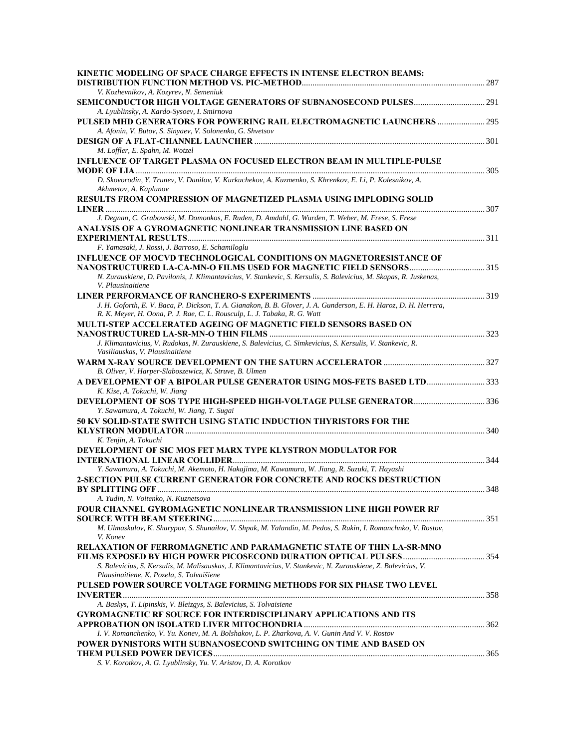**KINETIC MODELING OF SPACE CHARGE EFFECTS IN INTENSE ELECTRON BEAMS: DISTRIBUTION FUNCTION METHOD VS. PIC-METHOD** .......... 287
*V. Kozhevnikov, A. Kozyrev, N. Semeniuk*

**SEMICONDUCTOR HIGH VOLTAGE GENERATORS OF SUBNANOSECOND PULSES** .......... 291
*A. Lyublinsky, A. Kardo-Sysoev, I. Smirnova*

**PULSED MHD GENERATORS FOR POWERING RAIL ELECTROMAGNETIC LAUNCHERS** .......... 295
*A. Afonin, V. Butov, S. Sinyaev, V. Solonenko, G. Shvetsov*

**DESIGN OF A FLAT-CHANNEL LAUNCHER** .......... 301
*M. Loffler, E. Spahn, M. Wotzel*

**INFLUENCE OF TARGET PLASMA ON FOCUSED ELECTRON BEAM IN MULTIPLE-PULSE MODE OF LIA** .......... 305
*D. Skovorodin, Y. Trunev, V. Danilov, V. Kurkuchekov, A. Kuzmenko, S. Khrenkov, E. Li, P. Kolesnikov, A. Akhmetov, A. Kaplunov*

**RESULTS FROM COMPRESSION OF MAGNETIZED PLASMA USING IMPLODING SOLID LINER** .......... 307
*J. Degnan, C. Grabowski, M. Domonkos, E. Ruden, D. Amdahl, G. Wurden, T. Weber, M. Frese, S. Frese*

**ANALYSIS OF A GYROMAGNETIC NONLINEAR TRANSMISSION LINE BASED ON EXPERIMENTAL RESULTS** .......... 311
*F. Yamasaki, J. Rossi, J. Barroso, E. Schamiloglu*

**INFLUENCE OF MOCVD TECHNOLOGICAL CONDITIONS ON MAGNETORESISTANCE OF NANOSTRUCTURED LA-CA-MN-O FILMS USED FOR MAGNETIC FIELD SENSORS** .......... 315
*N. Zurauskiene, D. Pavilonis, J. Klimantavicius, V. Stankevic, S. Kersulis, S. Balevicius, M. Skapas, R. Juskenas, V. Plausinaitiene*

**LINER PERFORMANCE OF RANCHERO-S EXPERIMENTS** .......... 319
*J. H. Goforth, E. V. Baca, P. Dickson, T. A. Gianakon, B. B. Glover, J. A. Gunderson, E. H. Haroz, D. H. Herrera, R. K. Meyer, H. Oona, P. J. Rae, C. L. Rousculp, L. J. Tabaka, R. G. Watt*

**MULTI-STEP ACCELERATED AGEING OF MAGNETIC FIELD SENSORS BASED ON NANOSTRUCTURED LA-SR-MN-O THIN FILMS** .......... 323
*J. Klimantavicius, V. Rudokas, N. Zurauskiene, S. Balevicius, C. Simkevicius, S. Kersulis, V. Stankevic, R. Vasiliauskas, V. Plausinaitiene*

**WARM X-RAY SOURCE DEVELOPMENT ON THE SATURN ACCELERATOR** .......... 327
*B. Oliver, V. Harper-Slaboszewicz, K. Struve, B. Ulmen*

**A DEVELOPMENT OF A BIPOLAR PULSE GENERATOR USING MOS-FETS BASED LTD** .......... 333
*K. Kise, A. Tokuchi, W. Jiang*

**DEVELOPMENT OF SOS TYPE HIGH-SPEED HIGH-VOLTAGE PULSE GENERATOR** .......... 336
*Y. Sawamura, A. Tokuchi, W. Jiang, T. Sugai*

**50 KV SOLID-STATE SWITCH USING STATIC INDUCTION THYRISTORS FOR THE KLYSTRON MODULATOR** .......... 340
*K. Tenjin, A. Tokuchi*

**DEVELOPMENT OF SIC MOS FET MARX TYPE KLYSTRON MODULATOR FOR INTERNATIONAL LINEAR COLLIDER** .......... 344
*Y. Sawamura, A. Tokuchi, M. Akemoto, H. Nakajima, M. Kawamura, W. Jiang, R. Suzuki, T. Hayashi*

**2-SECTION PULSE CURRENT GENERATOR FOR CONCRETE AND ROCKS DESTRUCTION BY SPLITTING OFF** .......... 348
*A. Yudin, N. Voitenko, N. Kuznetsova*

**FOUR CHANNEL GYROMAGNETIC NONLINEAR TRANSMISSION LINE HIGH POWER RF SOURCE WITH BEAM STEERING** .......... 351
*M. Ulmaskulov, K. Sharypov, S. Shunailov, V. Shpak, M. Yalandin, M. Pedos, S. Rukin, I. Romanchnko, V. Rostov, V. Konev*

**RELAXATION OF FERROMAGNETIC AND PARAMAGNETIC STATE OF THIN LA-SR-MNO FILMS EXPOSED BY HIGH POWER PICOSECOND DURATION OPTICAL PULSES** .......... 354
*S. Balevicius, S. Kersulis, M. Malisauskas, J. Klimantavicius, V. Stankevic, N. Zurauskiene, Z. Balevicius, V. Plausinaitiene, K. Pozela, S. Tolvaišiene*

**PULSED POWER SOURCE VOLTAGE FORMING METHODS FOR SIX PHASE TWO LEVEL INVERTER** .......... 358
*A. Baskys, T. Lipinskis, V. Bleizgys, S. Balevicius, S. Tolvaisiene*

**GYROMAGNETIC RF SOURCE FOR INTERDISCIPLINARY APPLICATIONS AND ITS APPROBATION ON ISOLATED LIVER MITOCHONDRIA** .......... 362
*I. V. Romanchenko, V. Yu. Konev, M. A. Bolshakov, L. P. Zharkova, A. V. Gunin And V. V. Rostov*

**POWER DYNISTORS WITH SUBNANOSECOND SWITCHING ON TIME AND BASED ON THEM PULSED POWER DEVICES** .......... 365
*S. V. Korotkov, A. G. Lyublinsky, Yu. V. Aristov, D. A. Korotkov*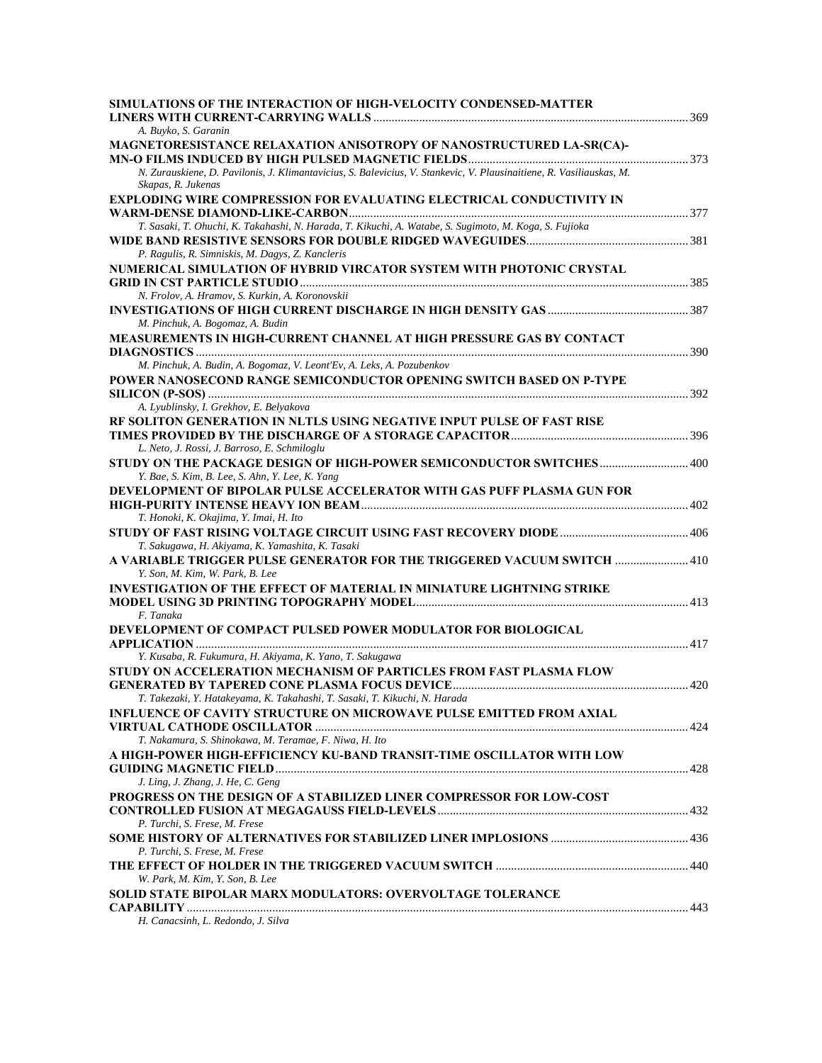**SIMULATIONS OF THE INTERACTION OF HIGH-VELOCITY CONDENSED-MATTER LINERS WITH CURRENT-CARRYING WALLS** ..... 369
*A. Buyko, S. Garanin*

**MAGNETORESISTANCE RELAXATION ANISOTROPY OF NANOSTRUCTURED LA-SR(CA)-MN-O FILMS INDUCED BY HIGH PULSED MAGNETIC FIELDS** ..... 373
*N. Zurauskiene, D. Pavilonis, J. Klimantavicius, S. Balevicius, V. Stankevic, V. Plausinaitiene, R. Vasiliauskas, M. Skapas, R. Jukenas*

**EXPLODING WIRE COMPRESSION FOR EVALUATING ELECTRICAL CONDUCTIVITY IN WARM-DENSE DIAMOND-LIKE-CARBON** ..... 377
*T. Sasaki, T. Ohuchi, K. Takahashi, N. Harada, T. Kikuchi, A. Watabe, S. Sugimoto, M. Koga, S. Fujioka*

**WIDE BAND RESISTIVE SENSORS FOR DOUBLE RIDGED WAVEGUIDES** ..... 381
*P. Ragulis, R. Simniskis, M. Dagys, Z. Kancleris*

**NUMERICAL SIMULATION OF HYBRID VIRCATOR SYSTEM WITH PHOTONIC CRYSTAL GRID IN CST PARTICLE STUDIO** ..... 385
*N. Frolov, A. Hramov, S. Kurkin, A. Koronovskii*

**INVESTIGATIONS OF HIGH CURRENT DISCHARGE IN HIGH DENSITY GAS** ..... 387
*M. Pinchuk, A. Bogomaz, A. Budin*

**MEASUREMENTS IN HIGH-CURRENT CHANNEL AT HIGH PRESSURE GAS BY CONTACT DIAGNOSTICS** ..... 390
*M. Pinchuk, A. Budin, A. Bogomaz, V. Leont'Ev, A. Leks, A. Pozubenkov*

**POWER NANOSECOND RANGE SEMICONDUCTOR OPENING SWITCH BASED ON P-TYPE SILICON (P-SOS)** ..... 392
*A. Lyublinsky, I. Grekhov, E. Belyakova*

**RF SOLITON GENERATION IN NLTLS USING NEGATIVE INPUT PULSE OF FAST RISE TIMES PROVIDED BY THE DISCHARGE OF A STORAGE CAPACITOR** ..... 396
*L. Neto, J. Rossi, J. Barroso, E. Schmiloglu*

**STUDY ON THE PACKAGE DESIGN OF HIGH-POWER SEMICONDUCTOR SWITCHES** ..... 400
*Y. Bae, S. Kim, B. Lee, S. Ahn, Y. Lee, K. Yang*

**DEVELOPMENT OF BIPOLAR PULSE ACCELERATOR WITH GAS PUFF PLASMA GUN FOR HIGH-PURITY INTENSE HEAVY ION BEAM** ..... 402
*T. Honoki, K. Okajima, Y. Imai, H. Ito*

**STUDY OF FAST RISING VOLTAGE CIRCUIT USING FAST RECOVERY DIODE** ..... 406
*T. Sakugawa, H. Akiyama, K. Yamashita, K. Tasaki*

**A VARIABLE TRIGGER PULSE GENERATOR FOR THE TRIGGERED VACUUM SWITCH** ..... 410
*Y. Son, M. Kim, W. Park, B. Lee*

**INVESTIGATION OF THE EFFECT OF MATERIAL IN MINIATURE LIGHTNING STRIKE MODEL USING 3D PRINTING TOPOGRAPHY MODEL** ..... 413
*F. Tanaka*

**DEVELOPMENT OF COMPACT PULSED POWER MODULATOR FOR BIOLOGICAL APPLICATION** ..... 417
*Y. Kusaba, R. Fukumura, H. Akiyama, K. Yano, T. Sakugawa*

**STUDY ON ACCELERATION MECHANISM OF PARTICLES FROM FAST PLASMA FLOW GENERATED BY TAPERED CONE PLASMA FOCUS DEVICE** ..... 420
*T. Takezaki, Y. Hatakeyama, K. Takahashi, T. Sasaki, T. Kikuchi, N. Harada*

**INFLUENCE OF CAVITY STRUCTURE ON MICROWAVE PULSE EMITTED FROM AXIAL VIRTUAL CATHODE OSCILLATOR** ..... 424
*T. Nakamura, S. Shinokawa, M. Teramae, F. Niwa, H. Ito*

**A HIGH-POWER HIGH-EFFICIENCY KU-BAND TRANSIT-TIME OSCILLATOR WITH LOW GUIDING MAGNETIC FIELD** ..... 428
*J. Ling, J. Zhang, J. He, C. Geng*

**PROGRESS ON THE DESIGN OF A STABILIZED LINER COMPRESSOR FOR LOW-COST CONTROLLED FUSION AT MEGAGAUSS FIELD-LEVELS** ..... 432
*P. Turchi, S. Frese, M. Frese*

**SOME HISTORY OF ALTERNATIVES FOR STABILIZED LINER IMPLOSIONS** ..... 436
*P. Turchi, S. Frese, M. Frese*

**THE EFFECT OF HOLDER IN THE TRIGGERED VACUUM SWITCH** ..... 440
*W. Park, M. Kim, Y. Son, B. Lee*

**SOLID STATE BIPOLAR MARX MODULATORS: OVERVOLTAGE TOLERANCE CAPABILITY** ..... 443
*H. Canacsinh, L. Redondo, J. Silva*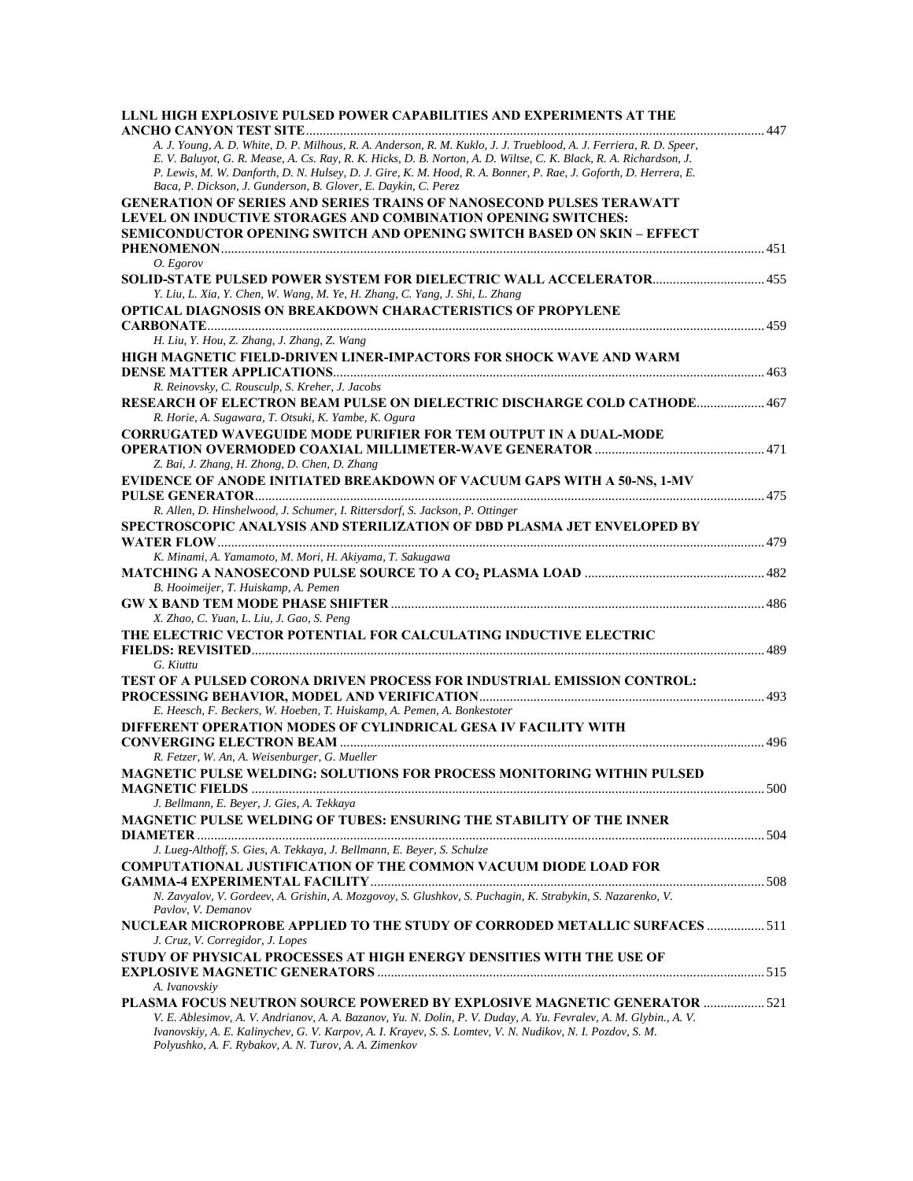**LLNL HIGH EXPLOSIVE PULSED POWER CAPABILITIES AND EXPERIMENTS AT THE ANCHO CANYON TEST SITE** ........ 447
*A. J. Young, A. D. White, D. P. Milhous, R. A. Anderson, R. M. Kuklo, J. J. Trueblood, A. J. Ferriera, R. D. Speer, E. V. Baluyot, G. R. Mease, A. Cs. Ray, R. K. Hicks, D. B. Norton, A. D. Wiltse, C. K. Black, R. A. Richardson, J. P. Lewis, M. W. Danforth, D. N. Hulsey, D. J. Gire, K. M. Hood, R. A. Bonner, P. Rae, J. Goforth, D. Herrera, E. Baca, P. Dickson, J. Gunderson, B. Glover, E. Daykin, C. Perez*

**GENERATION OF SERIES AND SERIES TRAINS OF NANOSECOND PULSES TERAWATT LEVEL ON INDUCTIVE STORAGES AND COMBINATION OPENING SWITCHES: SEMICONDUCTOR OPENING SWITCH AND OPENING SWITCH BASED ON SKIN – EFFECT PHENOMENON** ........ 451
*O. Egorov*

**SOLID-STATE PULSED POWER SYSTEM FOR DIELECTRIC WALL ACCELERATOR** ........ 455
*Y. Liu, L. Xia, Y. Chen, W. Wang, M. Ye, H. Zhang, C. Yang, J. Shi, L. Zhang*

**OPTICAL DIAGNOSIS ON BREAKDOWN CHARACTERISTICS OF PROPYLENE CARBONATE** ........ 459
*H. Liu, Y. Hou, Z. Zhang, J. Zhang, Z. Wang*

**HIGH MAGNETIC FIELD-DRIVEN LINER-IMPACTORS FOR SHOCK WAVE AND WARM DENSE MATTER APPLICATIONS** ........ 463
*R. Reinovsky, C. Rousculp, S. Kreher, J. Jacobs*

**RESEARCH OF ELECTRON BEAM PULSE ON DIELECTRIC DISCHARGE COLD CATHODE** ........ 467
*R. Horie, A. Sugawara, T. Otsuki, K. Yambe, K. Ogura*

**CORRUGATED WAVEGUIDE MODE PURIFIER FOR TEM OUTPUT IN A DUAL-MODE OPERATION OVERMODED COAXIAL MILLIMETER-WAVE GENERATOR** ........ 471
*Z. Bai, J. Zhang, H. Zhong, D. Chen, D. Zhang*

**EVIDENCE OF ANODE INITIATED BREAKDOWN OF VACUUM GAPS WITH A 50-NS, 1-MV PULSE GENERATOR** ........ 475
*R. Allen, D. Hinshelwood, J. Schumer, I. Rittersdorf, S. Jackson, P. Ottinger*

**SPECTROSCOPIC ANALYSIS AND STERILIZATION OF DBD PLASMA JET ENVELOPED BY WATER FLOW** ........ 479
*K. Minami, A. Yamamoto, M. Mori, H. Akiyama, T. Sakugawa*

**MATCHING A NANOSECOND PULSE SOURCE TO A $CO_2$ PLASMA LOAD** ........ 482
*B. Hooimeijer, T. Huiskamp, A. Pemen*

**GW X BAND TEM MODE PHASE SHIFTER** ........ 486
*X. Zhao, C. Yuan, L. Liu, J. Gao, S. Peng*

**THE ELECTRIC VECTOR POTENTIAL FOR CALCULATING INDUCTIVE ELECTRIC FIELDS: REVISITED** ........ 489
*G. Kiuttu*

**TEST OF A PULSED CORONA DRIVEN PROCESS FOR INDUSTRIAL EMISSION CONTROL: PROCESSING BEHAVIOR, MODEL AND VERIFICATION** ........ 493
*E. Heesch, F. Beckers, W. Hoeben, T. Huiskamp, A. Pemen, A. Bonkestoter*

**DIFFERENT OPERATION MODES OF CYLINDRICAL GESA IV FACILITY WITH CONVERGING ELECTRON BEAM** ........ 496
*R. Fetzer, W. An, A. Weisenburger, G. Mueller*

**MAGNETIC PULSE WELDING: SOLUTIONS FOR PROCESS MONITORING WITHIN PULSED MAGNETIC FIELDS** ........ 500
*J. Bellmann, E. Beyer, J. Gies, A. Tekkaya*

**MAGNETIC PULSE WELDING OF TUBES: ENSURING THE STABILITY OF THE INNER DIAMETER** ........ 504
*J. Lueg-Althoff, S. Gies, A. Tekkaya, J. Bellmann, E. Beyer, S. Schulze*

**COMPUTATIONAL JUSTIFICATION OF THE COMMON VACUUM DIODE LOAD FOR GAMMA-4 EXPERIMENTAL FACILITY** ........ 508
*N. Zavyalov, V. Gordeev, A. Grishin, A. Mozgovoy, S. Glushkov, S. Puchagin, K. Strabykin, S. Nazarenko, V. Pavlov, V. Demanov*

**NUCLEAR MICROPROBE APPLIED TO THE STUDY OF CORRODED METALLIC SURFACES** ........ 511
*J. Cruz, V. Corregidor, J. Lopes*

**STUDY OF PHYSICAL PROCESSES AT HIGH ENERGY DENSITIES WITH THE USE OF EXPLOSIVE MAGNETIC GENERATORS** ........ 515
*A. Ivanovskiy*

**PLASMA FOCUS NEUTRON SOURCE POWERED BY EXPLOSIVE MAGNETIC GENERATOR** ........ 521
*V. E. Ablesimov, A. V. Andrianov, A. A. Bazanov, Yu. N. Dolin, P. V. Duday, A. Yu. Fevralev, A. M. Glybin., A. V. Ivanovskiy, A. E. Kalinychev, G. V. Karpov, A. I. Krayev, S. S. Lomtev, V. N. Nudikov, N. I. Pozdov, S. M. Polyushko, A. F. Rybakov, A. N. Turov, A. A. Zimenkov*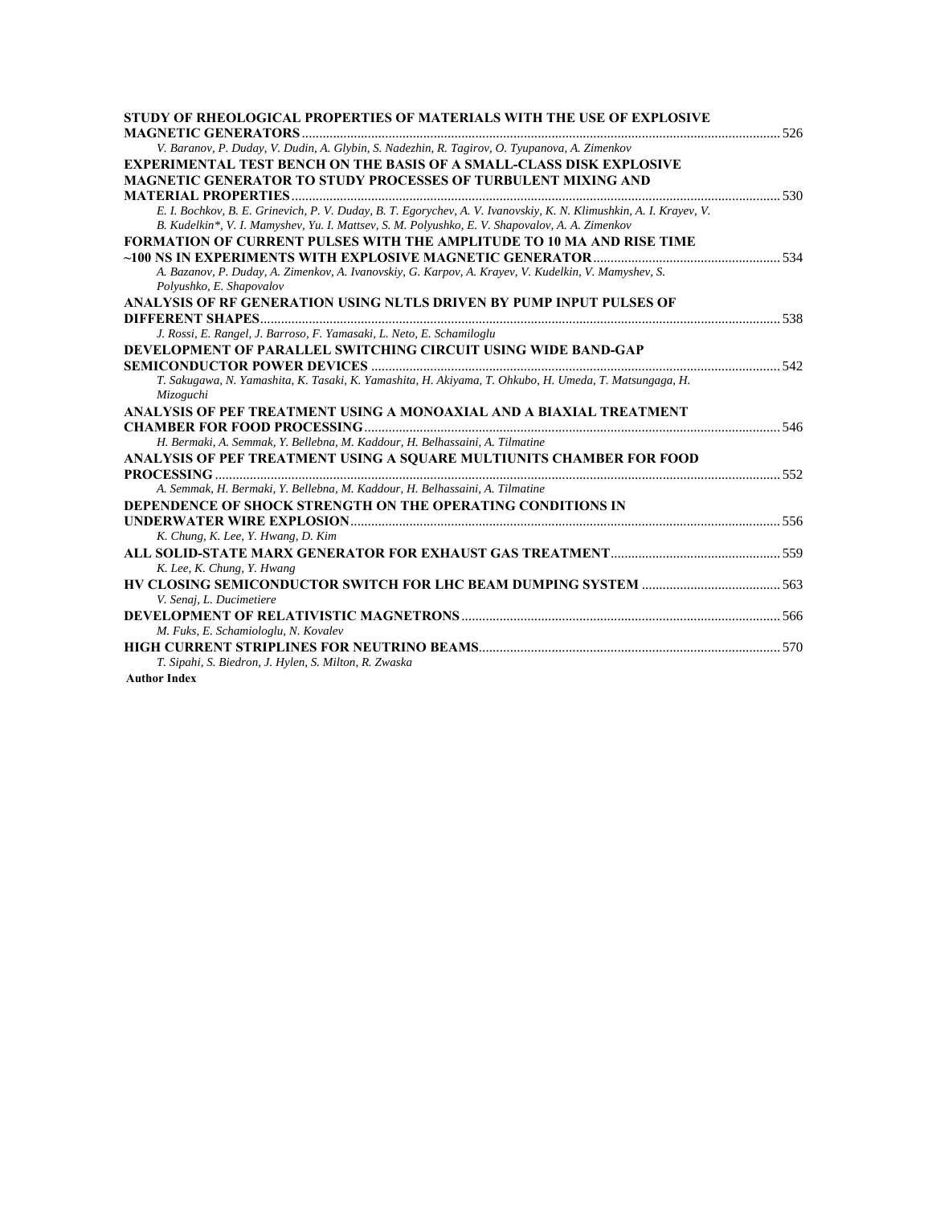**STUDY OF RHEOLOGICAL PROPERTIES OF MATERIALS WITH THE USE OF EXPLOSIVE MAGNETIC GENERATORS** ........ 526
*V. Baranov, P. Duday, V. Dudin, A. Glybin, S. Nadezhin, R. Tagirov, O. Tyupanova, A. Zimenkov*

**EXPERIMENTAL TEST BENCH ON THE BASIS OF A SMALL-CLASS DISK EXPLOSIVE MAGNETIC GENERATOR TO STUDY PROCESSES OF TURBULENT MIXING AND MATERIAL PROPERTIES** ........ 530
*E. I. Bochkov, B. E. Grinevich, P. V. Duday, B. T. Egorychev, A. V. Ivanovskiy, K. N. Klimushkin, A. I. Krayev, V. B. Kudelkin*, V. I. Mamyshev, Yu. I. Mattsev, S. M. Polyushko, E. V. Shapovalov, A. A. Zimenkov*

**FORMATION OF CURRENT PULSES WITH THE AMPLITUDE TO 10 MA AND RISE TIME ~100 NS IN EXPERIMENTS WITH EXPLOSIVE MAGNETIC GENERATOR** ........ 534
*A. Bazanov, P. Duday, A. Zimenkov, A. Ivanovskiy, G. Karpov, A. Krayev, V. Kudelkin, V. Mamyshev, S. Polyushko, E. Shapovalov*

**ANALYSIS OF RF GENERATION USING NLTLS DRIVEN BY PUMP INPUT PULSES OF DIFFERENT SHAPES** ........ 538
*J. Rossi, E. Rangel, J. Barroso, F. Yamasaki, L. Neto, E. Schamiloglu*

**DEVELOPMENT OF PARALLEL SWITCHING CIRCUIT USING WIDE BAND-GAP SEMICONDUCTOR POWER DEVICES** ........ 542
*T. Sakugawa, N. Yamashita, K. Tasaki, K. Yamashita, H. Akiyama, T. Ohkubo, H. Umeda, T. Matsungaga, H. Mizoguchi*

**ANALYSIS OF PEF TREATMENT USING A MONOAXIAL AND A BIAXIAL TREATMENT CHAMBER FOR FOOD PROCESSING** ........ 546
*H. Bermaki, A. Semmak, Y. Bellebna, M. Kaddour, H. Belhassaini, A. Tilmatine*

**ANALYSIS OF PEF TREATMENT USING A SQUARE MULTIUNITS CHAMBER FOR FOOD PROCESSING** ........ 552
*A. Semmak, H. Bermaki, Y. Bellebna, M. Kaddour, H. Belhassaini, A. Tilmatine*

**DEPENDENCE OF SHOCK STRENGTH ON THE OPERATING CONDITIONS IN UNDERWATER WIRE EXPLOSION** ........ 556
*K. Chung, K. Lee, Y. Hwang, D. Kim*

**ALL SOLID-STATE MARX GENERATOR FOR EXHAUST GAS TREATMENT** ........ 559
*K. Lee, K. Chung, Y. Hwang*

**HV CLOSING SEMICONDUCTOR SWITCH FOR LHC BEAM DUMPING SYSTEM** ........ 563
*V. Senaj, L. Ducimetiere*

**DEVELOPMENT OF RELATIVISTIC MAGNETRONS** ........ 566
*M. Fuks, E. Schamiologlu, N. Kovalev*

**HIGH CURRENT STRIPLINES FOR NEUTRINO BEAMS** ........ 570
*T. Sipahi, S. Biedron, J. Hylen, S. Milton, R. Zwaska*

**Author Index**